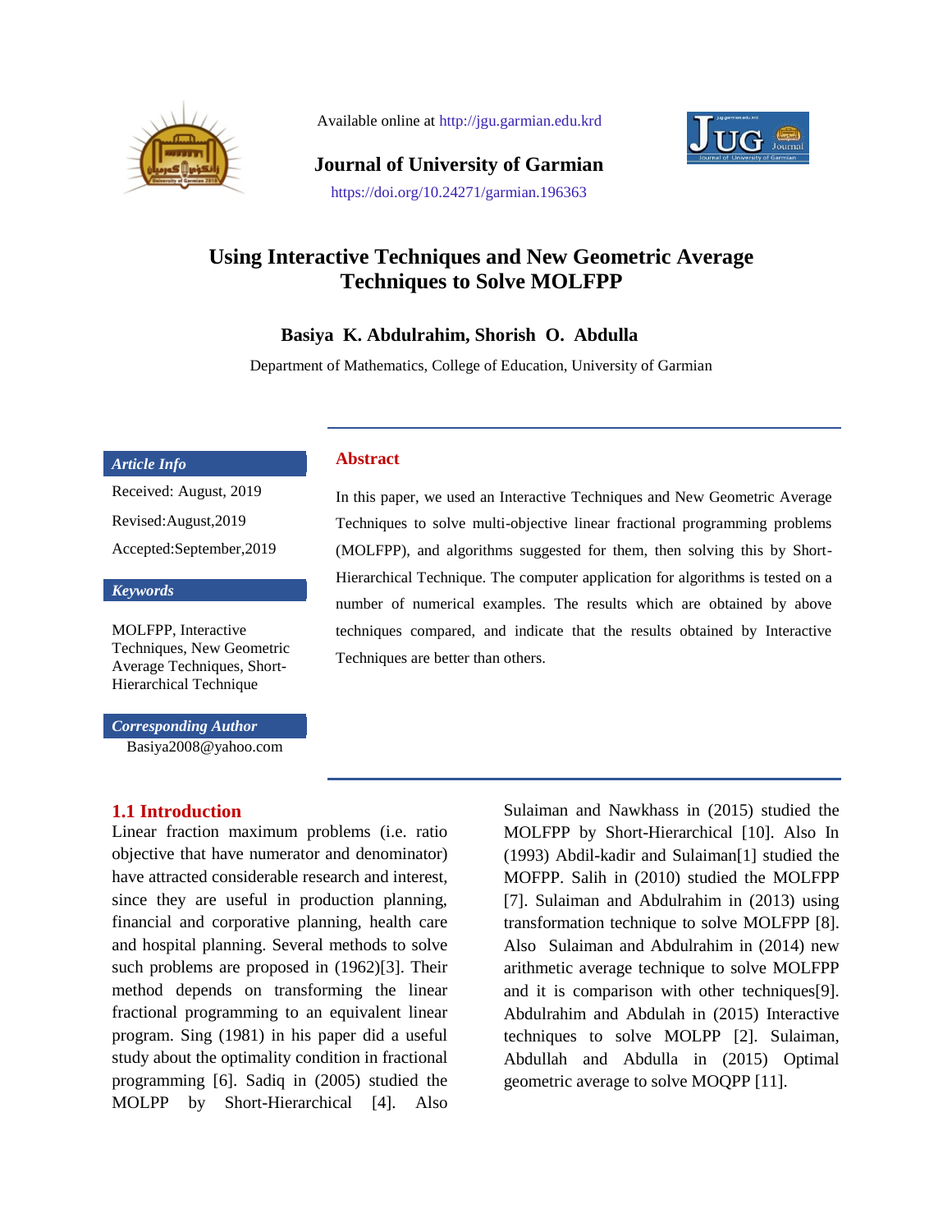Available online at http://jgu.garmian.edu.krd

**Journal of University of Garmian**

https://doi.org/10.24271/garmian.196363

# Using Interactive Techniques and New Geometric Average Techniques to Solve MOLFPP

**Basiya K. Abdulrahim, Shorish O. Abdulla**

Department of Mathematics, College of Education, University of Garmian

***Article Info***

Received: August, 2019

Revised:August,2019

Accepted:September,2019

***Keywords***

MOLFPP, Interactive Techniques, New Geometric Average Techniques, Short-Hierarchical Technique

***Corresponding Author***

Basiya2008@yahoo.com

## Abstract

In this paper, we used an Interactive Techniques and New Geometric Average Techniques to solve multi-objective linear fractional programming problems (MOLFPP), and algorithms suggested for them, then solving this by Short-Hierarchical Technique. The computer application for algorithms is tested on a number of numerical examples. The results which are obtained by above techniques compared, and indicate that the results obtained by Interactive Techniques are better than others.

## 1.1 Introduction

Linear fraction maximum problems (i.e. ratio objective that have numerator and denominator) have attracted considerable research and interest, since they are useful in production planning, financial and corporative planning, health care and hospital planning. Several methods to solve such problems are proposed in (1962)[3]. Their method depends on transforming the linear fractional programming to an equivalent linear program. Sing (1981) in his paper did a useful study about the optimality condition in fractional programming [6]. Sadiq in (2005) studied the MOLPP by Short-Hierarchical [4]. Also Sulaiman and Nawkhass in (2015) studied the MOLFPP by Short-Hierarchical [10]. Also In (1993) Abdil-kadir and Sulaiman[1] studied the MOFPP. Salih in (2010) studied the MOLFPP [7]. Sulaiman and Abdulrahim in (2013) using transformation technique to solve MOLFPP [8]. Also Sulaiman and Abdulrahim in (2014) new arithmetic average technique to solve MOLFPP and it is comparison with other techniques[9]. Abdulrahim and Abdulah in (2015) Interactive techniques to solve MOLPP [2]. Sulaiman, Abdullah and Abdulla in (2015) Optimal geometric average to solve MOQPP [11].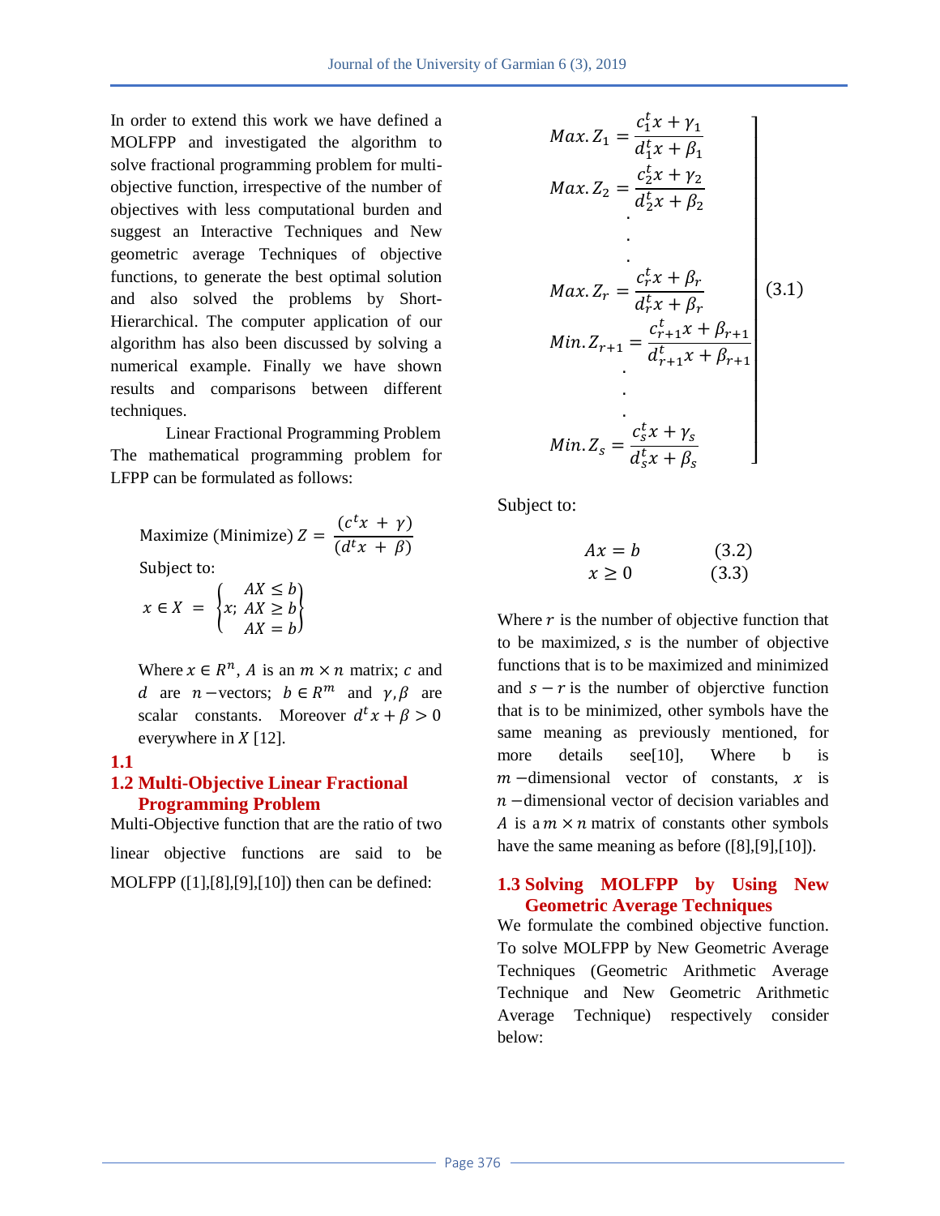In order to extend this work we have defined a MOLFPP and investigated the algorithm to solve fractional programming problem for multi-objective function, irrespective of the number of objectives with less computational burden and suggest an Interactive Techniques and New geometric average Techniques of objective functions, to generate the best optimal solution and also solved the problems by Short-Hierarchical. The computer application of our algorithm has also been discussed by solving a numerical example. Finally we have shown results and comparisons between different techniques.

Linear Fractional Programming Problem

The mathematical programming problem for LFPP can be formulated as follows:

$$\text{Maximize (Minimize) } Z = \frac{(c^t x + \gamma)}{(d^t x + \beta)}$$

Subject to:

$$x \in X = \left\{ x;\ \begin{matrix} AX \leq b \\ AX \geq b \\ AX = b \end{matrix} \right\}$$

Where $x \in R^n$, $A$ is an $m \times n$ matrix; $c$ and $d$ are $n-$vectors; $b \in R^m$ and $\gamma, \beta$ are scalar constants. Moreover $d^t x + \beta > 0$ everywhere in $X$ [12].

## 1.1

## 1.2 Multi-Objective Linear Fractional Programming Problem

Multi-Objective function that are the ratio of two linear objective functions are said to be MOLFPP ([1],[8],[9],[10]) then can be defined:

$$\left.\begin{aligned}
Max.\, Z_1 &= \frac{c_1^t x + \gamma_1}{d_1^t x + \beta_1} \\
Max.\, Z_2 &= \frac{c_2^t x + \gamma_2}{d_2^t x + \beta_2} \\
&\vdots \\
Max.\, Z_r &= \frac{c_r^t x + \beta_r}{d_r^t x + \beta_r} \\
Min.\, Z_{r+1} &= \frac{c_{r+1}^t x + \beta_{r+1}}{d_{r+1}^t x + \beta_{r+1}} \\
&\vdots \\
Min.\, Z_s &= \frac{c_s^t x + \gamma_s}{d_s^t x + \beta_s}
\end{aligned}\right] \quad (3.1)$$

Subject to:

$$Ax = b \qquad (3.2)$$

$$x \geq 0 \qquad (3.3)$$

Where $r$ is the number of objective function that to be maximized, $s$ is the number of objective functions that is to be maximized and minimized and $s - r$ is the number of objerctive function that is to be minimized, other symbols have the same meaning as previously mentioned, for more details see[10], Where b is $m-$dimensional vector of constants, $x$ is $n-$dimensional vector of decision variables and $A$ is a $m \times n$ matrix of constants other symbols have the same meaning as before ([8],[9],[10]).

## 1.3 Solving MOLFPP by Using New Geometric Average Techniques

We formulate the combined objective function. To solve MOLFPP by New Geometric Average Techniques (Geometric Arithmetic Average Technique and New Geometric Arithmetic Average Technique) respectively consider below: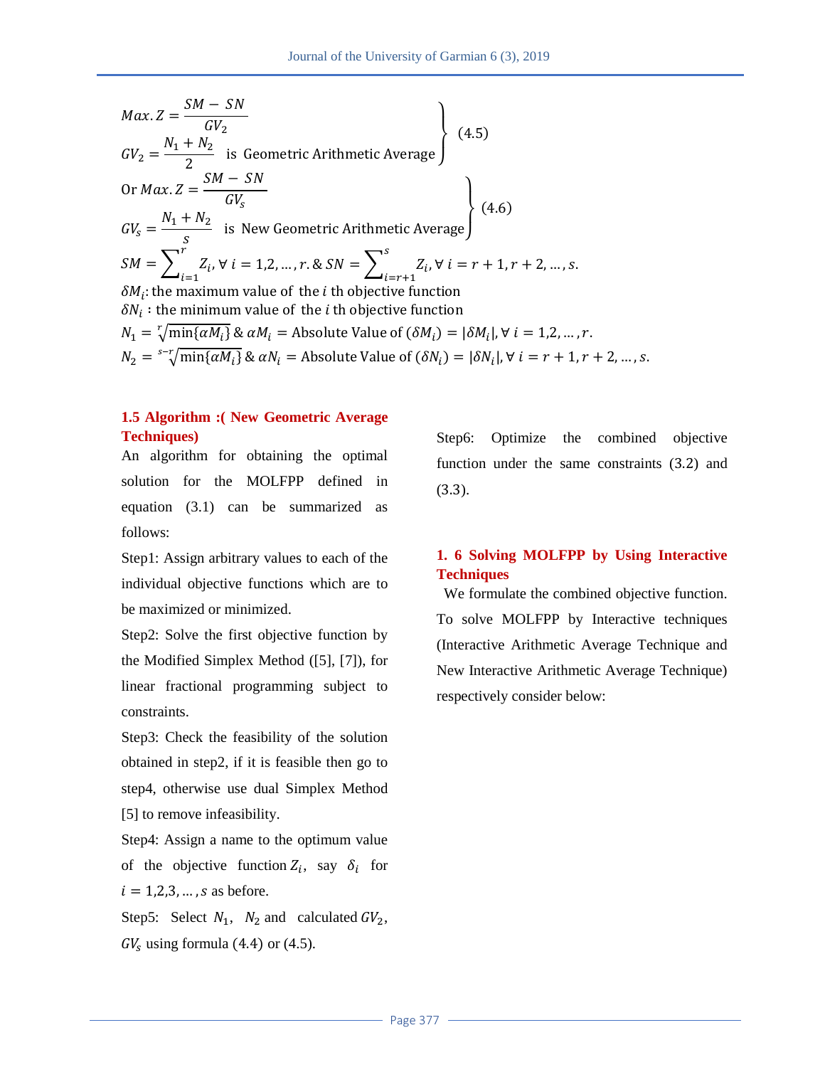$$\left.\begin{aligned} Max.Z &= \frac{SM - SN}{GV_2} \\ GV_2 &= \frac{N_1 + N_2}{2} \quad \text{is Geometric Arithmetic Average} \end{aligned}\right\} \quad (4.5)$$

$$\left.\begin{aligned} \text{Or } Max.Z &= \frac{SM - SN}{GV_s} \\ GV_s &= \frac{N_1 + N_2}{s} \quad \text{is New Geometric Arithmetic Average} \end{aligned}\right\} \quad (4.6)$$

$$SM = \sum_{i=1}^{r} Z_i, \forall\, i = 1,2,\dots,r. \;\&\; SN = \sum_{i=r+1}^{s} Z_i, \forall\, i = r+1, r+2, \dots, s.$$

$\delta M_i$: the maximum value of the $i$ th objective function

$\delta N_i$ : the minimum value of the $i$ th objective function

$N_1 = \sqrt[r]{\min\{\alpha M_i\}}$ & $\alpha M_i$ = Absolute Value of $(\delta M_i) = |\delta M_i|, \forall\, i = 1,2,\dots,r$.

$N_2 = \sqrt[s-r]{\min\{\alpha M_i\}}$ & $\alpha N_i$ = Absolute Value of $(\delta N_i) = |\delta N_i|, \forall\, i = r+1, r+2, \dots, s$.

## 1.5 Algorithm :( New Geometric Average Techniques)

An algorithm for obtaining the optimal solution for the MOLFPP defined in equation (3.1) can be summarized as follows:

Step1: Assign arbitrary values to each of the individual objective functions which are to be maximized or minimized.

Step2: Solve the first objective function by the Modified Simplex Method ([5], [7]), for linear fractional programming subject to constraints.

Step3: Check the feasibility of the solution obtained in step2, if it is feasible then go to step4, otherwise use dual Simplex Method [5] to remove infeasibility.

Step4: Assign a name to the optimum value of the objective function $Z_i$, say $\delta_i$ for $i = 1,2,3,\dots,s$ as before.

Step5: Select $N_1$, $N_2$ and calculated $GV_2$, $GV_s$ using formula (4.4) or (4.5).

Step6: Optimize the combined objective function under the same constraints (3.2) and (3.3).

## 1. 6 Solving MOLFPP by Using Interactive Techniques

We formulate the combined objective function. To solve MOLFPP by Interactive techniques (Interactive Arithmetic Average Technique and New Interactive Arithmetic Average Technique) respectively consider below: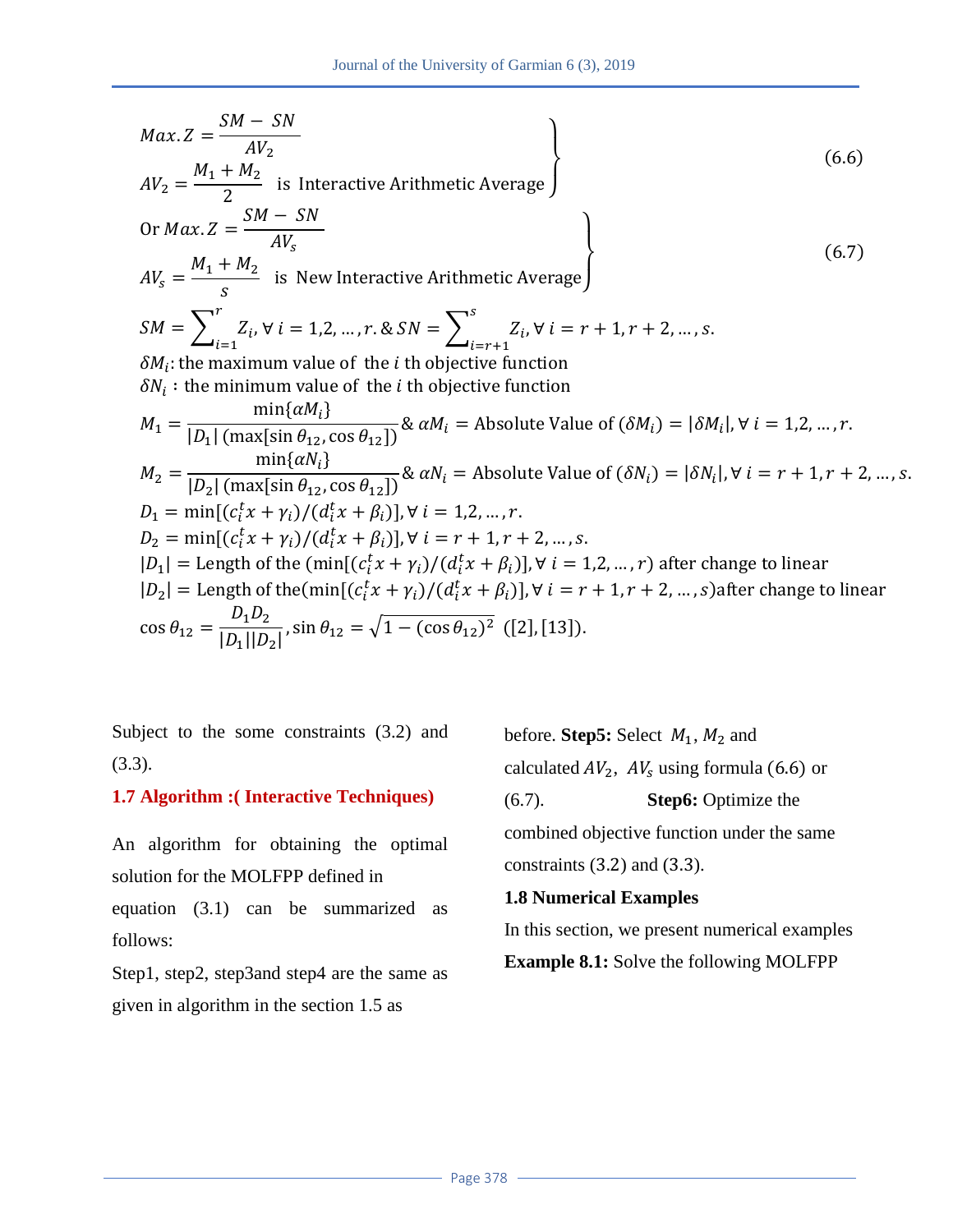$$Max.Z = \frac{SM - SN}{AV_2}$$
$$AV_2 = \frac{M_1 + M_2}{2} \text{ is Interactive Arithmetic Average} \quad (6.6)$$

$$\text{Or } Max.Z = \frac{SM - SN}{AV_s}$$
$$AV_s = \frac{M_1 + M_2}{s} \text{ is New Interactive Arithmetic Average} \quad (6.7)$$

$$SM = \sum_{i=1}^{r} Z_i, \forall\, i = 1,2,\dots,r. \;\&\; SN = \sum_{i=r+1}^{s} Z_i, \forall\, i = r+1, r+2, \dots, s.$$

$\delta M_i$: the maximum value of the $i$ th objective function

$\delta N_i$ : the minimum value of the $i$ th objective function

$$M_1 = \frac{\min\{\alpha M_i\}}{|D_1|\,(\max[\sin\theta_{12}, \cos\theta_{12}])} \;\&\; \alpha M_i = \text{Absolute Value of } (\delta M_i) = |\delta M_i|, \forall\, i = 1,2,\dots,r.$$

$$M_2 = \frac{\min\{\alpha N_i\}}{|D_2|\,(\max[\sin\theta_{12}, \cos\theta_{12}])} \;\&\; \alpha N_i = \text{Absolute Value of } (\delta N_i) = |\delta N_i|, \forall\, i = r+1, r+2,\dots,s.$$

$$D_1 = \min[(c_i^t x + \gamma_i)/(d_i^t x + \beta_i)], \forall\, i = 1,2,\dots,r.$$

$$D_2 = \min[(c_i^t x + \gamma_i)/(d_i^t x + \beta_i)], \forall\, i = r+1, r+2,\dots,s.$$

$|D_1|$ = Length of the $(\min[(c_i^t x + \gamma_i)/(d_i^t x + \beta_i)], \forall\, i = 1,2,\dots,r)$ after change to linear

$|D_2|$ = Length of the$(\min[(c_i^t x + \gamma_i)/(d_i^t x + \beta_i)], \forall\, i = r+1, r+2,\dots,s)$after change to linear

$$\cos\theta_{12} = \frac{D_1 D_2}{|D_1||D_2|}, \sin\theta_{12} = \sqrt{1 - (\cos\theta_{12})^2} \;\; ([2],[13]).$$

Subject to the some constraints (3.2) and (3.3).

### 1.7 Algorithm :( Interactive Techniques)

An algorithm for obtaining the optimal solution for the MOLFPP defined in equation (3.1) can be summarized as follows:

Step1, step2, step3and step4 are the same as given in algorithm in the section 1.5 as before. **Step5:** Select $M_1$, $M_2$ and calculated $AV_2$, $AV_s$ using formula (6.6) or (6.7). **Step6:** Optimize the combined objective function under the same constraints (3.2) and (3.3).

### 1.8 Numerical Examples

In this section, we present numerical examples

**Example 8.1:** Solve the following MOLFPP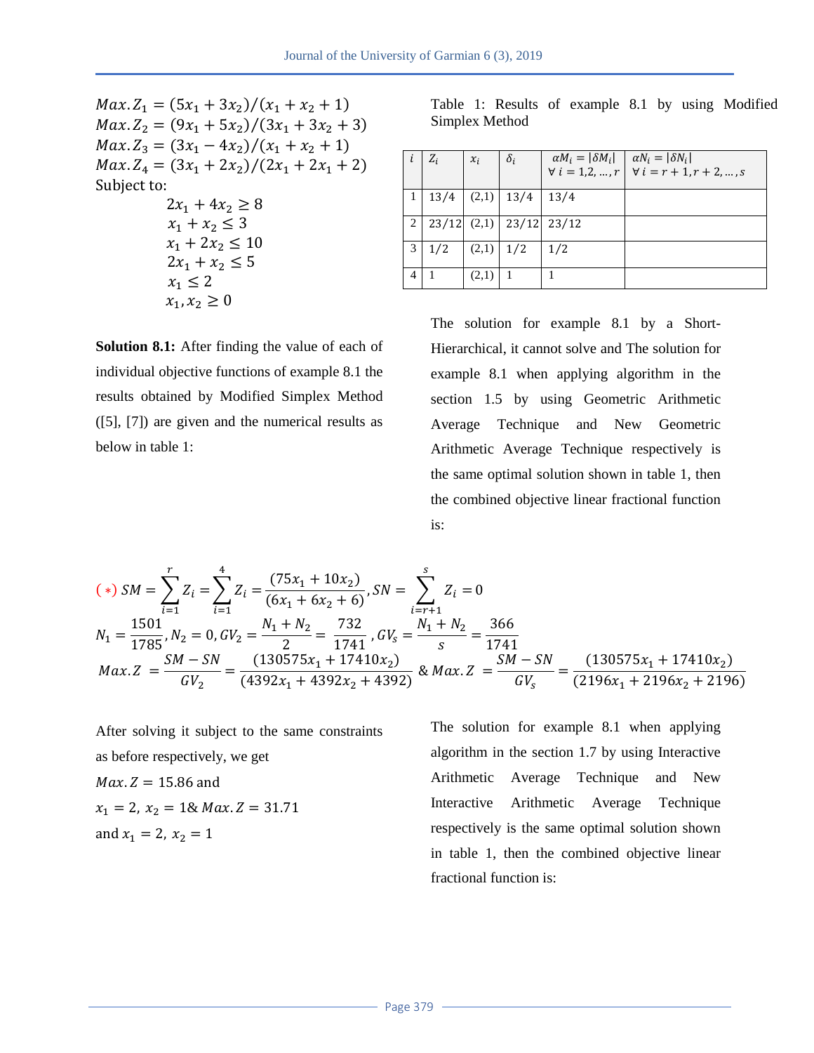$Max. Z_1 = (5x_1 + 3x_2)/(x_1 + x_2 + 1)$
$Max. Z_2 = (9x_1 + 5x_2)/(3x_1 + 3x_2 + 3)$
$Max. Z_3 = (3x_1 - 4x_2)/(x_1 + x_2 + 1)$
$Max. Z_4 = (3x_1 + 2x_2)/(2x_1 + 2x_1 + 2)$
Subject to:

$$2x_1 + 4x_2 \geq 8$$
$$x_1 + x_2 \leq 3$$
$$x_1 + 2x_2 \leq 10$$
$$2x_1 + x_2 \leq 5$$
$$x_1 \leq 2$$
$$x_1, x_2 \geq 0$$

**Solution 8.1:** After finding the value of each of individual objective functions of example 8.1 the results obtained by Modified Simplex Method ([5], [7]) are given and the numerical results as below in table 1:

Table 1: Results of example 8.1 by using Modified Simplex Method

| $i$ | $Z_i$ | $x_i$ | $\delta_i$ | $\alpha M_i = \lvert \delta M_i \rvert$ $\forall\, i = 1,2,\dots,r$ | $\alpha N_i = \lvert \delta N_i \rvert$ $\forall\, i = r+1, r+2,\dots,s$ |
|---|---|---|---|---|---|
| 1 | 13/4 | (2,1) | 13/4 | 13/4 | |
| 2 | 23/12 | (2,1) | 23/12 | 23/12 | |
| 3 | 1/2 | (2,1) | 1/2 | 1/2 | |
| 4 | 1 | (2,1) | 1 | 1 | |

The solution for example 8.1 by a Short-Hierarchical, it cannot solve and The solution for example 8.1 when applying algorithm in the section 1.5 by using Geometric Arithmetic Average Technique and New Geometric Arithmetic Average Technique respectively is the same optimal solution shown in table 1, then the combined objective linear fractional function is:

$$(*)\; SM = \sum_{i=1}^{r} Z_i = \sum_{i=1}^{4} Z_i = \frac{(75x_1 + 10x_2)}{(6x_1 + 6x_2 + 6)}, SN = \sum_{i=r+1}^{s} Z_i = 0$$

$$N_1 = \frac{1501}{1785}, N_2 = 0, GV_2 = \frac{N_1 + N_2}{2} = \frac{732}{1741}, GV_s = \frac{N_1 + N_2}{s} = \frac{366}{1741}$$

$$Max. Z = \frac{SM - SN}{GV_2} = \frac{(130575x_1 + 17410x_2)}{(4392x_1 + 4392x_2 + 4392)} \;\&\; Max. Z = \frac{SM - SN}{GV_s} = \frac{(130575x_1 + 17410x_2)}{(2196x_1 + 2196x_2 + 2196)}$$

After solving it subject to the same constraints as before respectively, we get
$Max. Z = 15.86$ and
$x_1 = 2,\ x_2 = 1$& $Max. Z = 31.71$
and $x_1 = 2,\ x_2 = 1$

The solution for example 8.1 when applying algorithm in the section 1.7 by using Interactive Arithmetic Average Technique and New Interactive Arithmetic Average Technique respectively is the same optimal solution shown in table 1, then the combined objective linear fractional function is: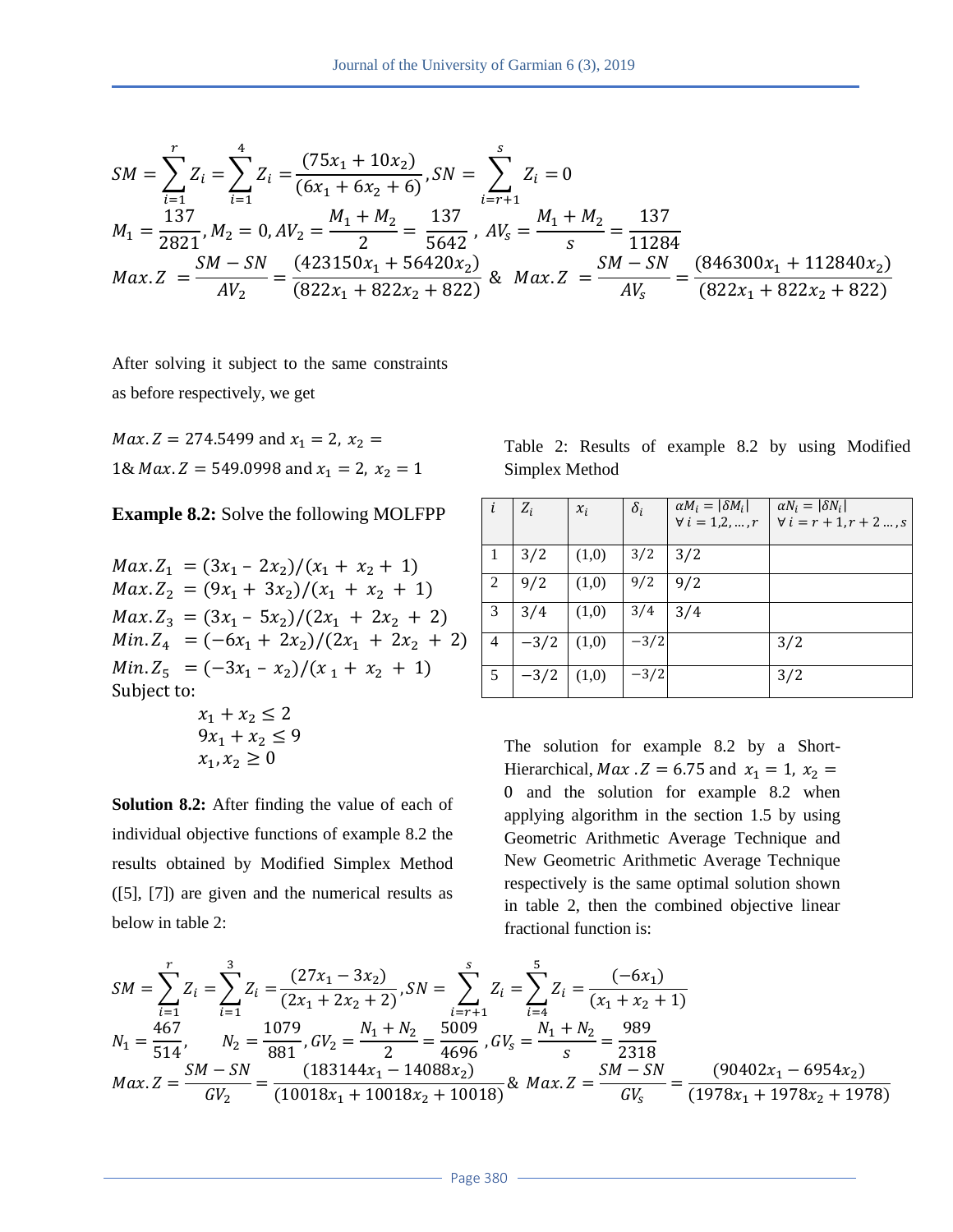$$SM = \sum_{i=1}^{r} Z_i = \sum_{i=1}^{4} Z_i = \frac{(75x_1 + 10x_2)}{(6x_1 + 6x_2 + 6)}, SN = \sum_{i=r+1}^{s} Z_i = 0$$

$$M_1 = \frac{137}{2821}, M_2 = 0, AV_2 = \frac{M_1 + M_2}{2} = \frac{137}{5642}, \; AV_s = \frac{M_1 + M_2}{s} = \frac{137}{11284}$$

$$Max.Z = \frac{SM - SN}{AV_2} = \frac{(423150x_1 + 56420x_2)}{(822x_1 + 822x_2 + 822)} \; \& \; Max.Z = \frac{SM - SN}{AV_s} = \frac{(846300x_1 + 112840x_2)}{(822x_1 + 822x_2 + 822)}$$

After solving it subject to the same constraints as before respectively, we get

$Max.Z = 274.5499$ and $x_1 = 2, \; x_2 = 1$ & $Max.Z = 549.0998$ and $x_1 = 2, \; x_2 = 1$

**Example 8.2:** Solve the following MOLFPP

$$Max.Z_1 = (3x_1 - 2x_2)/(x_1 + x_2 + 1)$$
$$Max.Z_2 = (9x_1 + 3x_2)/(x_1 + x_2 + 1)$$
$$Max.Z_3 = (3x_1 - 5x_2)/(2x_1 + 2x_2 + 2)$$
$$Min.Z_4 = (-6x_1 + 2x_2)/(2x_1 + 2x_2 + 2)$$
$$Min.Z_5 = (-3x_1 - x_2)/(x_1 + x_2 + 1)$$

Subject to:

$$x_1 + x_2 \leq 2$$
$$9x_1 + x_2 \leq 9$$
$$x_1, x_2 \geq 0$$

**Solution 8.2:** After finding the value of each of individual objective functions of example 8.2 the results obtained by Modified Simplex Method ([5], [7]) are given and the numerical results as below in table 2:

Table 2: Results of example 8.2 by using Modified Simplex Method

| $i$ | $Z_i$ | $x_i$ | $\delta_i$ | $\alpha M_i = \lvert \delta M_i \rvert$ $\forall \, i = 1,2,\dots,r$ | $\alpha N_i = \lvert \delta N_i \rvert$ $\forall \, i = r+1, r+2 \dots, s$ |
|---|---|---|---|---|---|
| 1 | $3/2$ | (1,0) | $3/2$ | $3/2$ | |
| 2 | $9/2$ | (1,0) | $9/2$ | $9/2$ | |
| 3 | $3/4$ | (1,0) | $3/4$ | $3/4$ | |
| 4 | $-3/2$ | (1,0) | $-3/2$ | | $3/2$ |
| 5 | $-3/2$ | (1,0) | $-3/2$ | | $3/2$ |

The solution for example 8.2 by a Short-Hierarchical, $Max\,.Z = 6.75$ and $x_1 = 1, \; x_2 = 0$ and the solution for example 8.2 when applying algorithm in the section 1.5 by using Geometric Arithmetic Average Technique and New Geometric Arithmetic Average Technique respectively is the same optimal solution shown in table 2, then the combined objective linear fractional function is:

$$SM = \sum_{i=1}^{r} Z_i = \sum_{i=1}^{3} Z_i = \frac{(27x_1 - 3x_2)}{(2x_1 + 2x_2 + 2)}, SN = \sum_{i=r+1}^{s} Z_i = \sum_{i=4}^{5} Z_i = \frac{(-6x_1)}{(x_1 + x_2 + 1)}$$

$$N_1 = \frac{467}{514}, \quad N_2 = \frac{1079}{881}, GV_2 = \frac{N_1 + N_2}{2} = \frac{5009}{4696}, GV_s = \frac{N_1 + N_2}{s} = \frac{989}{2318}$$

$$Max.Z = \frac{SM - SN}{GV_2} = \frac{(183144x_1 - 14088x_2)}{(10018x_1 + 10018x_2 + 10018)} \& \; Max.Z = \frac{SM - SN}{GV_s} = \frac{(90402x_1 - 6954x_2)}{(1978x_1 + 1978x_2 + 1978)}$$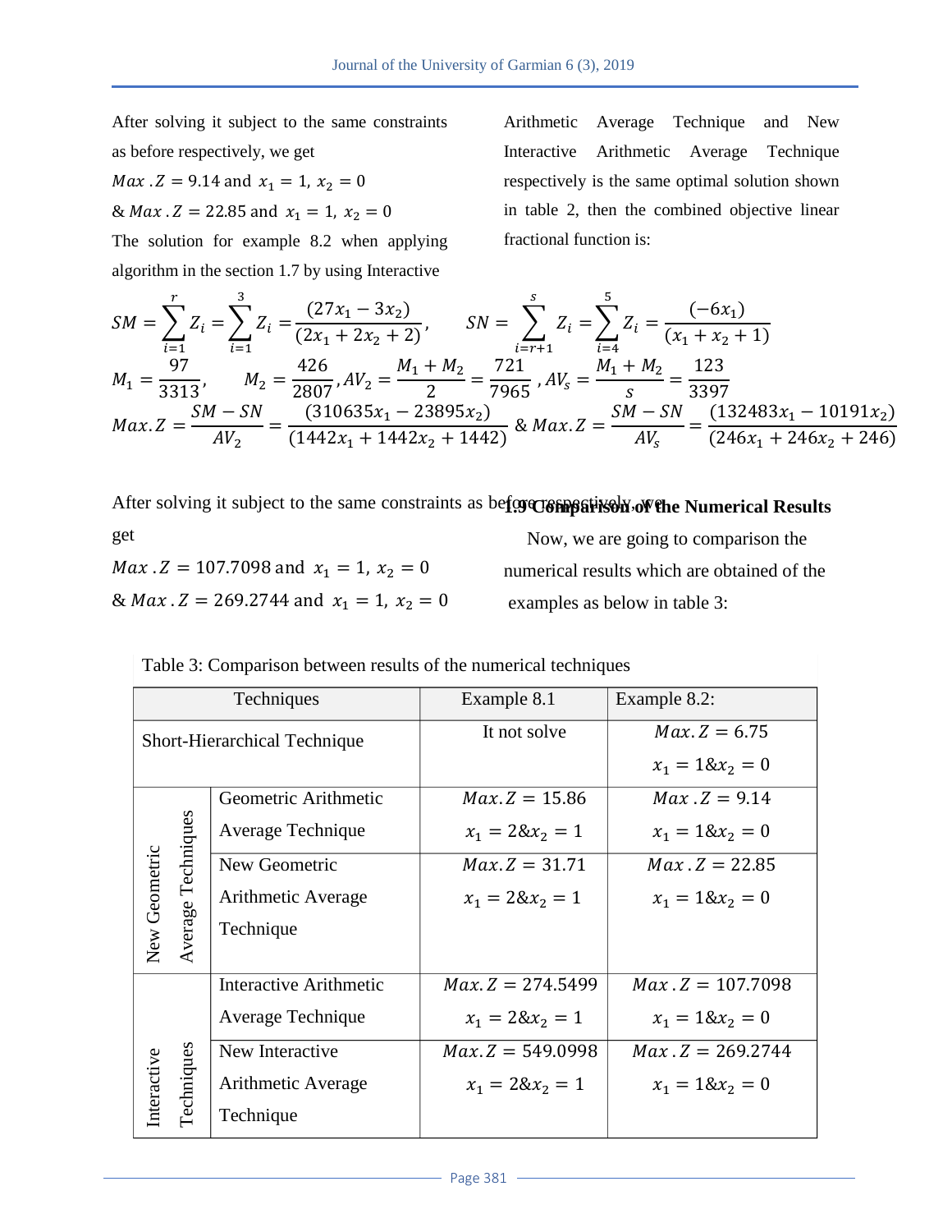After solving it subject to the same constraints as before respectively, we get

$Max\ .Z = 9.14$ and $x_1 = 1,\ x_2 = 0$

& $Max\ .Z = 22.85$ and $x_1 = 1,\ x_2 = 0$

The solution for example 8.2 when applying algorithm in the section 1.7 by using Interactive Arithmetic Average Technique and New Interactive Arithmetic Average Technique respectively is the same optimal solution shown in table 2, then the combined objective linear fractional function is:

$$SM = \sum_{i=1}^{r} Z_i = \sum_{i=1}^{3} Z_i = \frac{(27x_1 - 3x_2)}{(2x_1 + 2x_2 + 2)}, \qquad SN = \sum_{i=r+1}^{s} Z_i = \sum_{i=4}^{5} Z_i = \frac{(-6x_1)}{(x_1 + x_2 + 1)}$$

$$M_1 = \frac{97}{3313}, \qquad M_2 = \frac{426}{2807}, AV_2 = \frac{M_1 + M_2}{2} = \frac{721}{7965}, AV_s = \frac{M_1 + M_2}{s} = \frac{123}{3397}$$

$$Max.Z = \frac{SM - SN}{AV_2} = \frac{(310635x_1 - 23895x_2)}{(1442x_1 + 1442x_2 + 1442)} \ \&\ Max.Z = \frac{SM - SN}{AV_s} = \frac{(132483x_1 - 10191x_2)}{(246x_1 + 246x_2 + 246)}$$

After solving it subject to the same constraints as before respectively, we get

$Max\ .Z = 107.7098$ and $x_1 = 1,\ x_2 = 0$

& $Max\ .Z = 269.2744$ and $x_1 = 1,\ x_2 = 0$

## 1.9 Comparison of the Numerical Results

Now, we are going to comparison the numerical results which are obtained of the examples as below in table 3:

Table 3: Comparison between results of the numerical techniques

| Techniques | | Example 8.1 | Example 8.2: |
|---|---|---|---|
| Short-Hierarchical Technique | | It not solve | $Max.Z = 6.75$ $x_1 = 1 \& x_2 = 0$ |
| New Geometric Average Techniques | Geometric Arithmetic Average Technique | $Max.Z = 15.86$ $x_1 = 2 \& x_2 = 1$ | $Max\ .Z = 9.14$ $x_1 = 1 \& x_2 = 0$ |
| | New Geometric Arithmetic Average Technique | $Max.Z = 31.71$ $x_1 = 2 \& x_2 = 1$ | $Max\ .Z = 22.85$ $x_1 = 1 \& x_2 = 0$ |
| Interactive Techniques | Interactive Arithmetic Average Technique | $Max.Z = 274.5499$ $x_1 = 2 \& x_2 = 1$ | $Max\ .Z = 107.7098$ $x_1 = 1 \& x_2 = 0$ |
| | New Interactive Arithmetic Average Technique | $Max.Z = 549.0998$ $x_1 = 2 \& x_2 = 1$ | $Max\ .Z = 269.2744$ $x_1 = 1 \& x_2 = 0$ |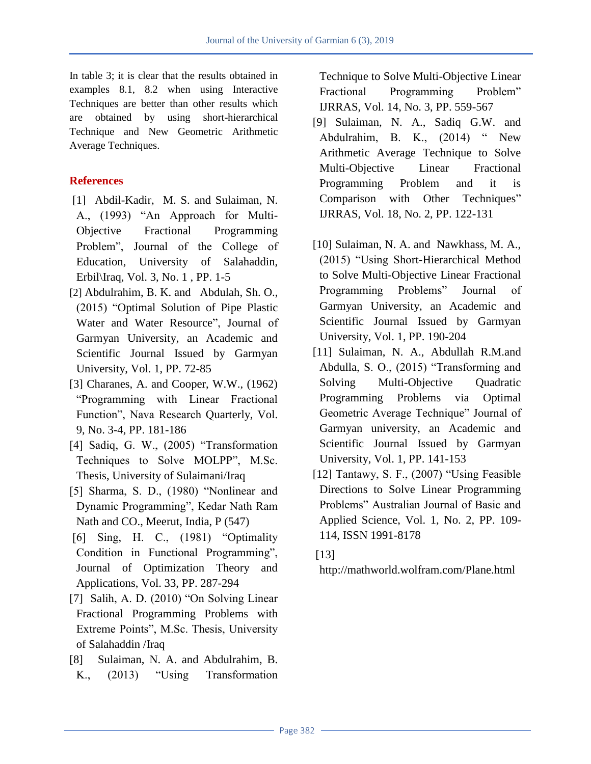In table 3; it is clear that the results obtained in examples 8.1, 8.2 when using Interactive Techniques are better than other results which are obtained by using short-hierarchical Technique and New Geometric Arithmetic Average Techniques.

## References

[1] Abdil-Kadir, M. S. and Sulaiman, N. A., (1993) "An Approach for Multi-Objective Fractional Programming Problem", Journal of the College of Education, University of Salahaddin, Erbil\Iraq, Vol. 3, No. 1 , PP. 1-5

[2] Abdulrahim, B. K. and Abdulah, Sh. O., (2015) "Optimal Solution of Pipe Plastic Water and Water Resource", Journal of Garmyan University, an Academic and Scientific Journal Issued by Garmyan University, Vol. 1, PP. 72-85

[3] Charanes, A. and Cooper, W.W., (1962) "Programming with Linear Fractional Function", Nava Research Quarterly, Vol. 9, No. 3-4, PP. 181-186

[4] Sadiq, G. W., (2005) "Transformation Techniques to Solve MOLPP", M.Sc. Thesis, University of Sulaimani/Iraq

[5] Sharma, S. D., (1980) "Nonlinear and Dynamic Programming", Kedar Nath Ram Nath and CO., Meerut, India, P (547)

[6] Sing, H. C., (1981) "Optimality Condition in Functional Programming", Journal of Optimization Theory and Applications, Vol. 33, PP. 287-294

[7] Salih, A. D. (2010) "On Solving Linear Fractional Programming Problems with Extreme Points", M.Sc. Thesis, University of Salahaddin /Iraq

[8] Sulaiman, N. A. and Abdulrahim, B. K., (2013) "Using Transformation Technique to Solve Multi-Objective Linear Fractional Programming Problem" IJRRAS, Vol. 14, No. 3, PP. 559-567

[9] Sulaiman, N. A., Sadiq G.W. and Abdulrahim, B. K., (2014) " New Arithmetic Average Technique to Solve Multi-Objective Linear Fractional Programming Problem and it is Comparison with Other Techniques" IJRRAS, Vol. 18, No. 2, PP. 122-131

[10] Sulaiman, N. A. and Nawkhass, M. A., (2015) "Using Short-Hierarchical Method to Solve Multi-Objective Linear Fractional Programming Problems" Journal of Garmyan University, an Academic and Scientific Journal Issued by Garmyan University, Vol. 1, PP. 190-204

[11] Sulaiman, N. A., Abdullah R.M.and Abdulla, S. O., (2015) "Transforming and Solving Multi-Objective Quadratic Programming Problems via Optimal Geometric Average Technique" Journal of Garmyan university, an Academic and Scientific Journal Issued by Garmyan University, Vol. 1, PP. 141-153

[12] Tantawy, S. F., (2007) "Using Feasible Directions to Solve Linear Programming Problems" Australian Journal of Basic and Applied Science, Vol. 1, No. 2, PP. 109-114, ISSN 1991-8178

[13] http://mathworld.wolfram.com/Plane.html